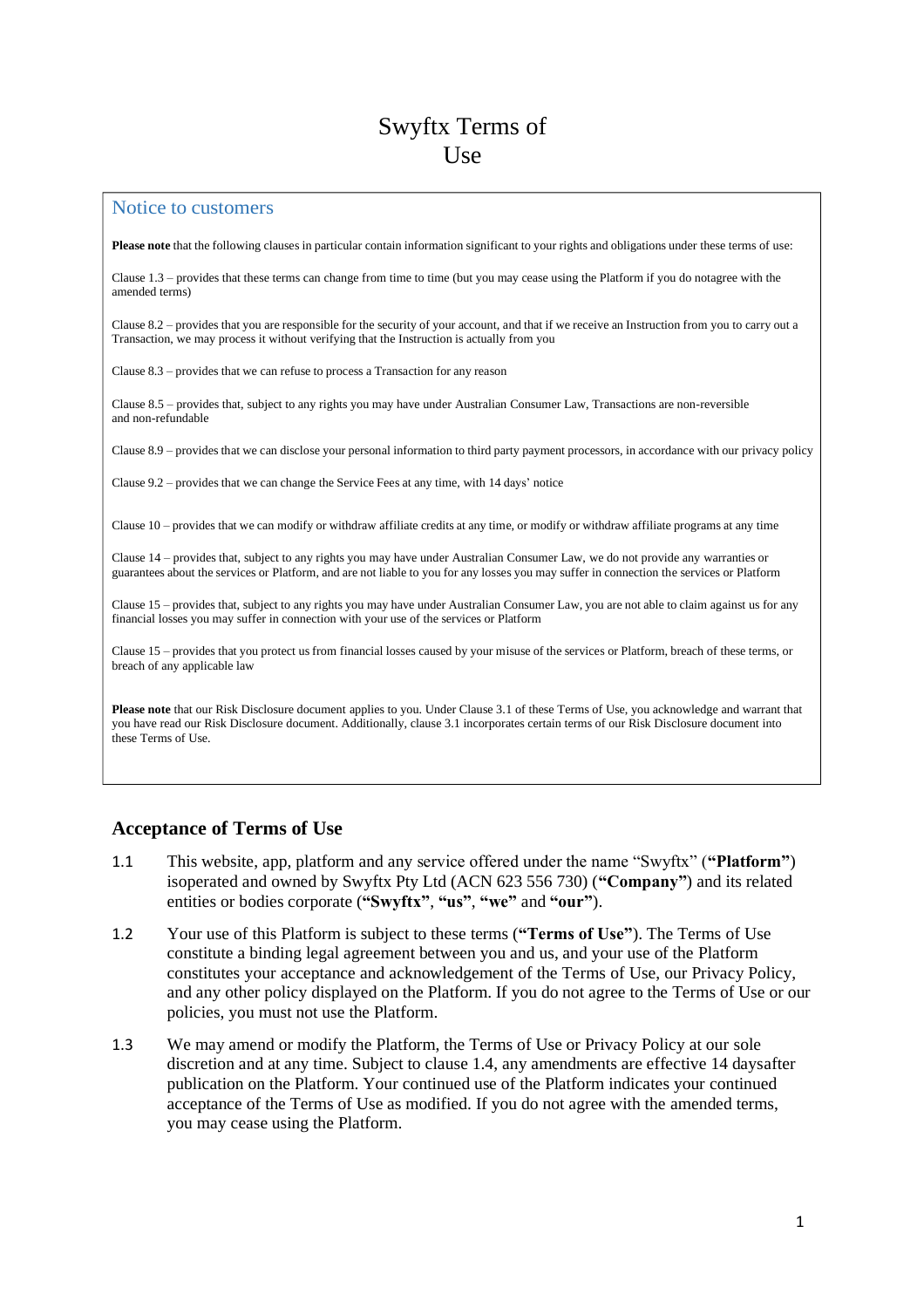# Swyftx Terms of Use

## Notice to customers

**Please note** that the following clauses in particular contain information significant to your rights and obligations under these terms of use:

Clause 1.3 – provides that these terms can change from time to time (but you may cease using the Platform if you do notagree with the amended terms)

Clause 8.2 – provides that you are responsible for the security of your account, and that if we receive an Instruction from you to carry out a Transaction, we may process it without verifying that the Instruction is actually from you

Clause 8.3 – provides that we can refuse to process a Transaction for any reason

Clause 8.5 – provides that, subject to any rights you may have under Australian Consumer Law, Transactions are non-reversible and non-refundable

Clause 8.9 – provides that we can disclose your personal information to third party payment processors, in accordance with our privacy policy

Clause 9.2 – provides that we can change the Service Fees at any time, with 14 days' notice

Clause 10 – provides that we can modify or withdraw affiliate credits at any time, or modify or withdraw affiliate programs at any time

Clause 14 – provides that, subject to any rights you may have under Australian Consumer Law, we do not provide any warranties or guarantees about the services or Platform, and are not liable to you for any losses you may suffer in connection the services or Platform

Clause 15 – provides that, subject to any rights you may have under Australian Consumer Law, you are not able to claim against us for any financial losses you may suffer in connection with your use of the services or Platform

Clause 15 – provides that you protect us from financial losses caused by your misuse of the services or Platform, breach of these terms, or breach of any applicable law

**Please note** that our Risk Disclosure document applies to you. Under Clause 3.1 of these Terms of Use, you acknowledge and warrant that you have read our Risk Disclosure document. Additionally, clause 3.1 incorporates certain terms of our Risk Disclosure document into these Terms of Use.

## Acceptance of Terms of Use

1.1 This website, app, platform and any service offered under the name "Swyftx" (**"Platform"**) isoperated and owned by Swyftx Pty Ltd (ACN 623 556 730) (**"Company"**) and its related entities or bodies corporate (**"Swyftx"**, **"us"**, **"we"** and **"our"**).

1.2 Your use of this Platform is subject to these terms (**"Terms of Use"**). The Terms of Use constitute a binding legal agreement between you and us, and your use of the Platform constitutes your acceptance and acknowledgement of the Terms of Use, our Privacy Policy, and any other policy displayed on the Platform. If you do not agree to the Terms of Use or our policies, you must not use the Platform.

1.3 We may amend or modify the Platform, the Terms of Use or Privacy Policy at our sole discretion and at any time. Subject to clause 1.4, any amendments are effective 14 daysafter publication on the Platform. Your continued use of the Platform indicates your continued acceptance of the Terms of Use as modified. If you do not agree with the amended terms, you may cease using the Platform.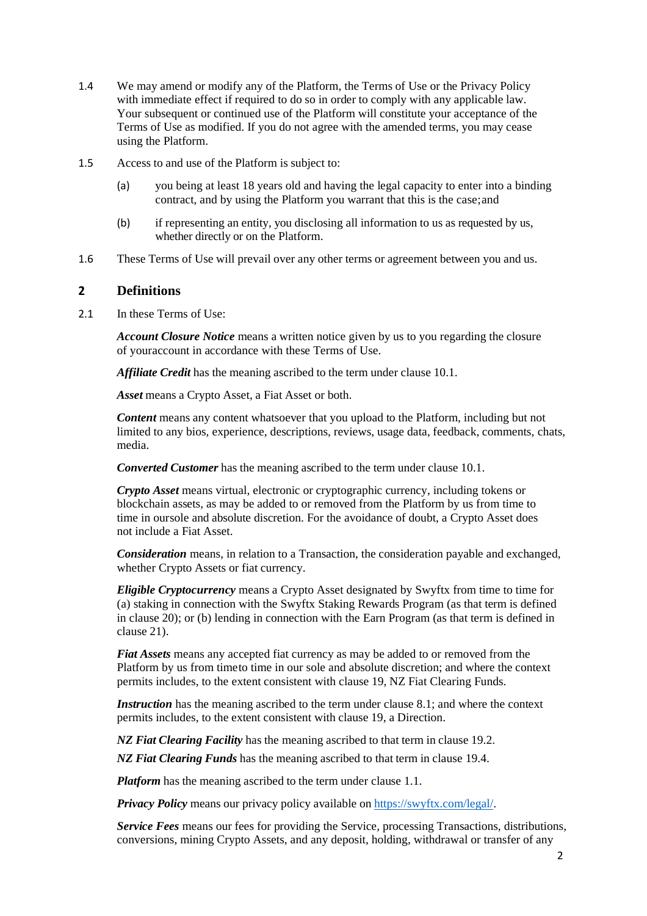1.4 We may amend or modify any of the Platform, the Terms of Use or the Privacy Policy with immediate effect if required to do so in order to comply with any applicable law. Your subsequent or continued use of the Platform will constitute your acceptance of the Terms of Use as modified. If you do not agree with the amended terms, you may cease using the Platform.

1.5 Access to and use of the Platform is subject to:

(a) you being at least 18 years old and having the legal capacity to enter into a binding contract, and by using the Platform you warrant that this is the case; and

(b) if representing an entity, you disclosing all information to us as requested by us, whether directly or on the Platform.

1.6 These Terms of Use will prevail over any other terms or agreement between you and us.

## 2 Definitions

2.1 In these Terms of Use:

***Account Closure Notice*** means a written notice given by us to you regarding the closure of youraccount in accordance with these Terms of Use.

***Affiliate Credit*** has the meaning ascribed to the term under clause 10.1.

***Asset*** means a Crypto Asset, a Fiat Asset or both.

***Content*** means any content whatsoever that you upload to the Platform, including but not limited to any bios, experience, descriptions, reviews, usage data, feedback, comments, chats, media.

***Converted Customer*** has the meaning ascribed to the term under clause 10.1.

***Crypto Asset*** means virtual, electronic or cryptographic currency, including tokens or blockchain assets, as may be added to or removed from the Platform by us from time to time in oursole and absolute discretion. For the avoidance of doubt, a Crypto Asset does not include a Fiat Asset.

***Consideration*** means, in relation to a Transaction, the consideration payable and exchanged, whether Crypto Assets or fiat currency.

***Eligible Cryptocurrency*** means a Crypto Asset designated by Swyftx from time to time for (a) staking in connection with the Swyftx Staking Rewards Program (as that term is defined in clause 20); or (b) lending in connection with the Earn Program (as that term is defined in clause 21).

***Fiat Assets*** means any accepted fiat currency as may be added to or removed from the Platform by us from timeto time in our sole and absolute discretion; and where the context permits includes, to the extent consistent with clause 19, NZ Fiat Clearing Funds.

***Instruction*** has the meaning ascribed to the term under clause 8.1; and where the context permits includes, to the extent consistent with clause 19, a Direction.

***NZ Fiat Clearing Facility*** has the meaning ascribed to that term in clause 19.2.

***NZ Fiat Clearing Funds*** has the meaning ascribed to that term in clause 19.4.

***Platform*** has the meaning ascribed to the term under clause 1.1.

***Privacy Policy*** means our privacy policy available on [https://swyftx.com/legal/](https://swyftx.com/legal/).

***Service Fees*** means our fees for providing the Service, processing Transactions, distributions, conversions, mining Crypto Assets, and any deposit, holding, withdrawal or transfer of any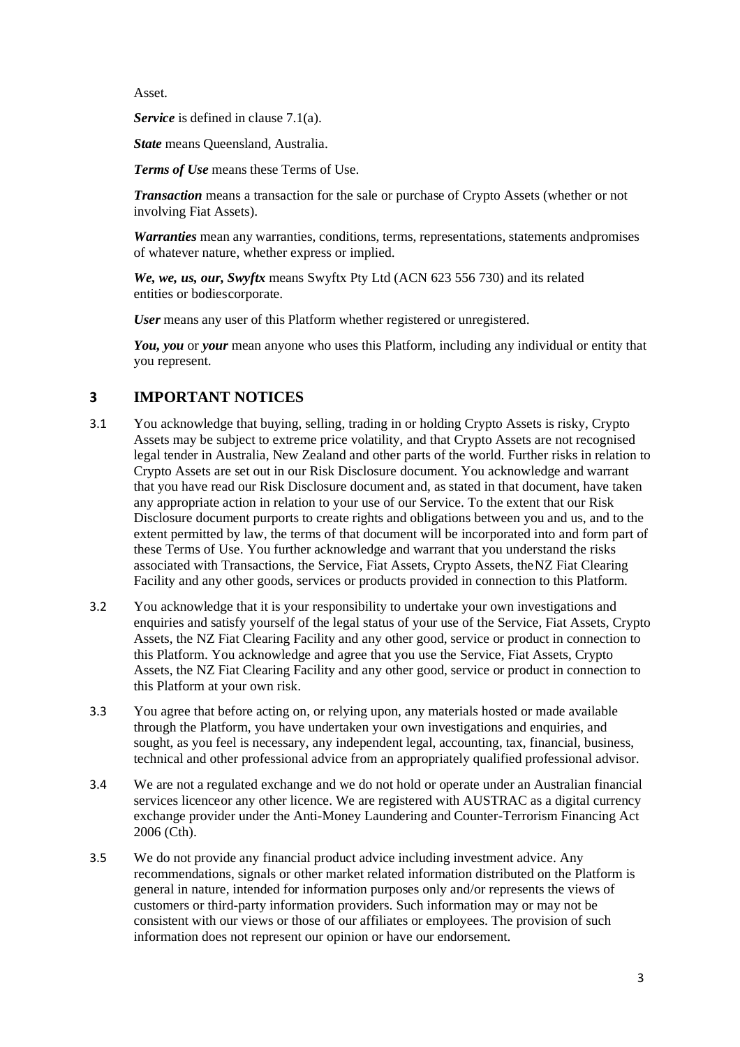Asset.

***Service*** is defined in clause 7.1(a).

***State*** means Queensland, Australia.

***Terms of Use*** means these Terms of Use.

***Transaction*** means a transaction for the sale or purchase of Crypto Assets (whether or not involving Fiat Assets).

***Warranties*** mean any warranties, conditions, terms, representations, statements andpromises of whatever nature, whether express or implied.

***We, we, us, our, Swyftx*** means Swyftx Pty Ltd (ACN 623 556 730) and its related entities or bodiescorporate.

***User*** means any user of this Platform whether registered or unregistered.

***You, you*** or ***your*** mean anyone who uses this Platform, including any individual or entity that you represent.

## 3 IMPORTANT NOTICES

3.1 You acknowledge that buying, selling, trading in or holding Crypto Assets is risky, Crypto Assets may be subject to extreme price volatility, and that Crypto Assets are not recognised legal tender in Australia, New Zealand and other parts of the world. Further risks in relation to Crypto Assets are set out in our Risk Disclosure document. You acknowledge and warrant that you have read our Risk Disclosure document and, as stated in that document, have taken any appropriate action in relation to your use of our Service. To the extent that our Risk Disclosure document purports to create rights and obligations between you and us, and to the extent permitted by law, the terms of that document will be incorporated into and form part of these Terms of Use. You further acknowledge and warrant that you understand the risks associated with Transactions, the Service, Fiat Assets, Crypto Assets, theNZ Fiat Clearing Facility and any other goods, services or products provided in connection to this Platform.

3.2 You acknowledge that it is your responsibility to undertake your own investigations and enquiries and satisfy yourself of the legal status of your use of the Service, Fiat Assets, Crypto Assets, the NZ Fiat Clearing Facility and any other good, service or product in connection to this Platform. You acknowledge and agree that you use the Service, Fiat Assets, Crypto Assets, the NZ Fiat Clearing Facility and any other good, service or product in connection to this Platform at your own risk.

3.3 You agree that before acting on, or relying upon, any materials hosted or made available through the Platform, you have undertaken your own investigations and enquiries, and sought, as you feel is necessary, any independent legal, accounting, tax, financial, business, technical and other professional advice from an appropriately qualified professional advisor.

3.4 We are not a regulated exchange and we do not hold or operate under an Australian financial services licenceor any other licence. We are registered with AUSTRAC as a digital currency exchange provider under the Anti-Money Laundering and Counter-Terrorism Financing Act 2006 (Cth).

3.5 We do not provide any financial product advice including investment advice. Any recommendations, signals or other market related information distributed on the Platform is general in nature, intended for information purposes only and/or represents the views of customers or third-party information providers. Such information may or may not be consistent with our views or those of our affiliates or employees. The provision of such information does not represent our opinion or have our endorsement.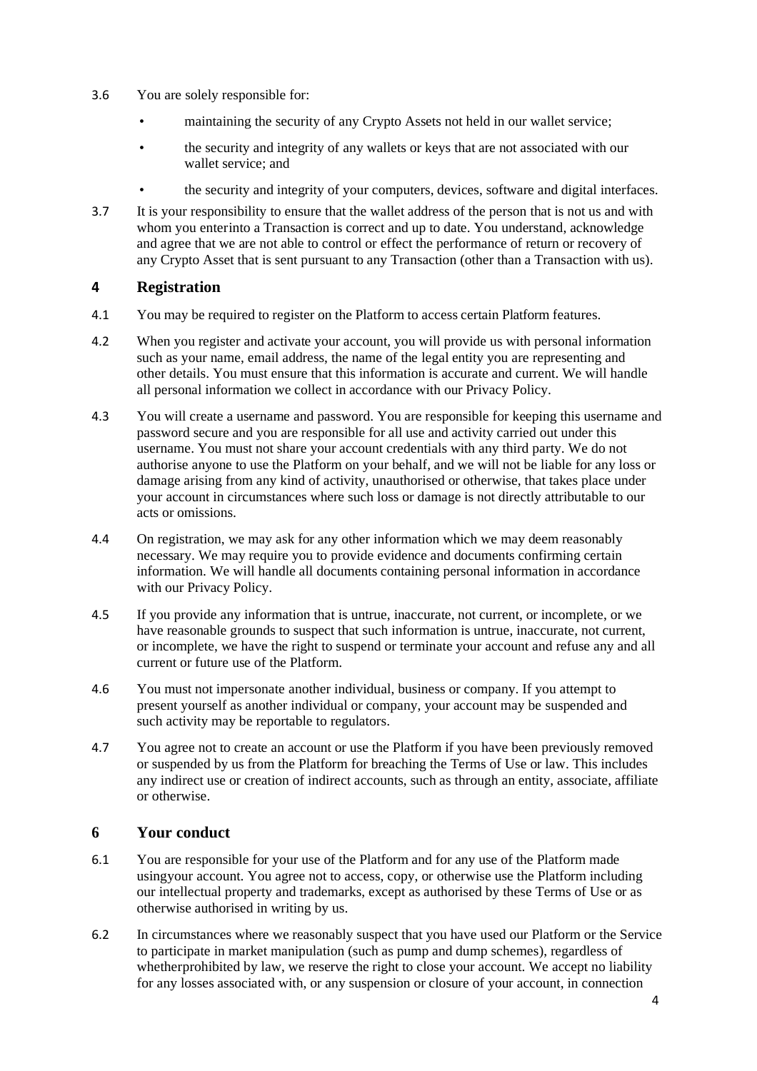3.6 You are solely responsible for:

- maintaining the security of any Crypto Assets not held in our wallet service;
- the security and integrity of any wallets or keys that are not associated with our wallet service; and
- the security and integrity of your computers, devices, software and digital interfaces.

3.7 It is your responsibility to ensure that the wallet address of the person that is not us and with whom you enterinto a Transaction is correct and up to date. You understand, acknowledge and agree that we are not able to control or effect the performance of return or recovery of any Crypto Asset that is sent pursuant to any Transaction (other than a Transaction with us).

## 4 Registration

4.1 You may be required to register on the Platform to access certain Platform features.

4.2 When you register and activate your account, you will provide us with personal information such as your name, email address, the name of the legal entity you are representing and other details. You must ensure that this information is accurate and current. We will handle all personal information we collect in accordance with our Privacy Policy.

4.3 You will create a username and password. You are responsible for keeping this username and password secure and you are responsible for all use and activity carried out under this username. You must not share your account credentials with any third party. We do not authorise anyone to use the Platform on your behalf, and we will not be liable for any loss or damage arising from any kind of activity, unauthorised or otherwise, that takes place under your account in circumstances where such loss or damage is not directly attributable to our acts or omissions.

4.4 On registration, we may ask for any other information which we may deem reasonably necessary. We may require you to provide evidence and documents confirming certain information. We will handle all documents containing personal information in accordance with our Privacy Policy.

4.5 If you provide any information that is untrue, inaccurate, not current, or incomplete, or we have reasonable grounds to suspect that such information is untrue, inaccurate, not current, or incomplete, we have the right to suspend or terminate your account and refuse any and all current or future use of the Platform.

4.6 You must not impersonate another individual, business or company. If you attempt to present yourself as another individual or company, your account may be suspended and such activity may be reportable to regulators.

4.7 You agree not to create an account or use the Platform if you have been previously removed or suspended by us from the Platform for breaching the Terms of Use or law. This includes any indirect use or creation of indirect accounts, such as through an entity, associate, affiliate or otherwise.

## 6 Your conduct

6.1 You are responsible for your use of the Platform and for any use of the Platform made usingyour account. You agree not to access, copy, or otherwise use the Platform including our intellectual property and trademarks, except as authorised by these Terms of Use or as otherwise authorised in writing by us.

6.2 In circumstances where we reasonably suspect that you have used our Platform or the Service to participate in market manipulation (such as pump and dump schemes), regardless of whetherprohibited by law, we reserve the right to close your account. We accept no liability for any losses associated with, or any suspension or closure of your account, in connection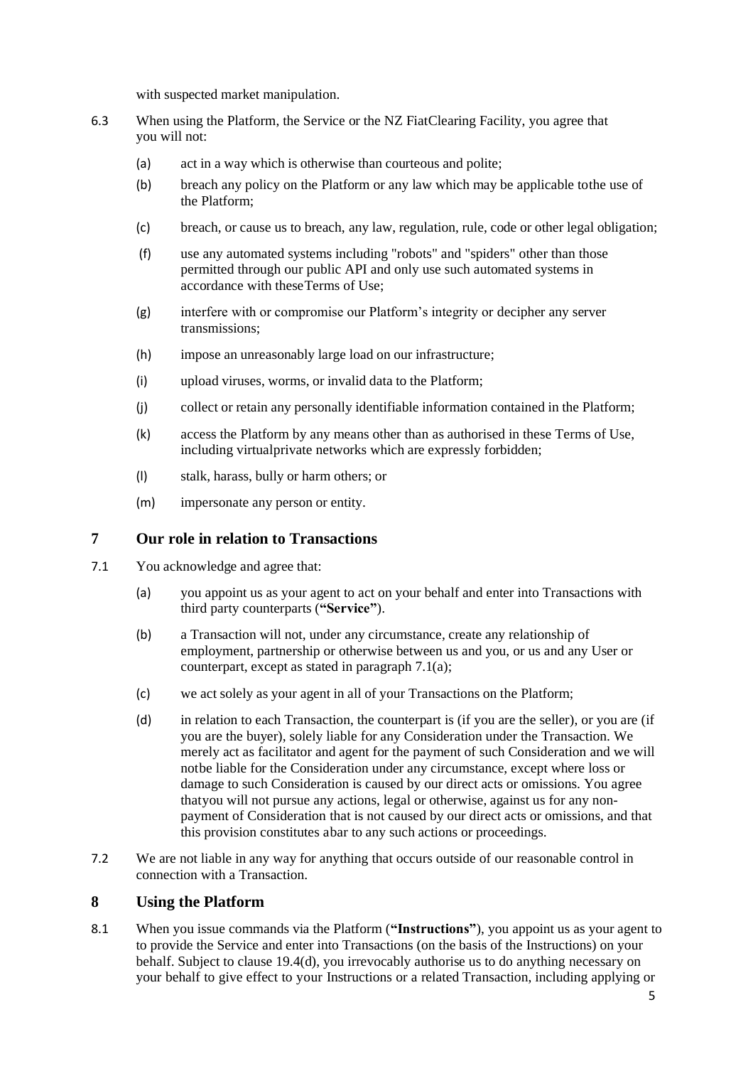with suspected market manipulation.

6.3 When using the Platform, the Service or the NZ FiatClearing Facility, you agree that you will not:

(a) act in a way which is otherwise than courteous and polite;

(b) breach any policy on the Platform or any law which may be applicable tothe use of the Platform;

(c) breach, or cause us to breach, any law, regulation, rule, code or other legal obligation;

(f) use any automated systems including "robots" and "spiders" other than those permitted through our public API and only use such automated systems in accordance with theseTerms of Use;

(g) interfere with or compromise our Platform's integrity or decipher any server transmissions;

(h) impose an unreasonably large load on our infrastructure;

(i) upload viruses, worms, or invalid data to the Platform;

(j) collect or retain any personally identifiable information contained in the Platform;

(k) access the Platform by any means other than as authorised in these Terms of Use, including virtualprivate networks which are expressly forbidden;

(l) stalk, harass, bully or harm others; or

(m) impersonate any person or entity.

## 7 Our role in relation to Transactions

7.1 You acknowledge and agree that:

(a) you appoint us as your agent to act on your behalf and enter into Transactions with third party counterparts (**"Service"**).

(b) a Transaction will not, under any circumstance, create any relationship of employment, partnership or otherwise between us and you, or us and any User or counterpart, except as stated in paragraph 7.1(a);

(c) we act solely as your agent in all of your Transactions on the Platform;

(d) in relation to each Transaction, the counterpart is (if you are the seller), or you are (if you are the buyer), solely liable for any Consideration under the Transaction. We merely act as facilitator and agent for the payment of such Consideration and we will notbe liable for the Consideration under any circumstance, except where loss or damage to such Consideration is caused by our direct acts or omissions. You agree thatyou will not pursue any actions, legal or otherwise, against us for any non-payment of Consideration that is not caused by our direct acts or omissions, and that this provision constitutes abar to any such actions or proceedings.

7.2 We are not liable in any way for anything that occurs outside of our reasonable control in connection with a Transaction.

## 8 Using the Platform

8.1 When you issue commands via the Platform (**"Instructions"**), you appoint us as your agent to to provide the Service and enter into Transactions (on the basis of the Instructions) on your behalf. Subject to clause 19.4(d), you irrevocably authorise us to do anything necessary on your behalf to give effect to your Instructions or a related Transaction, including applying or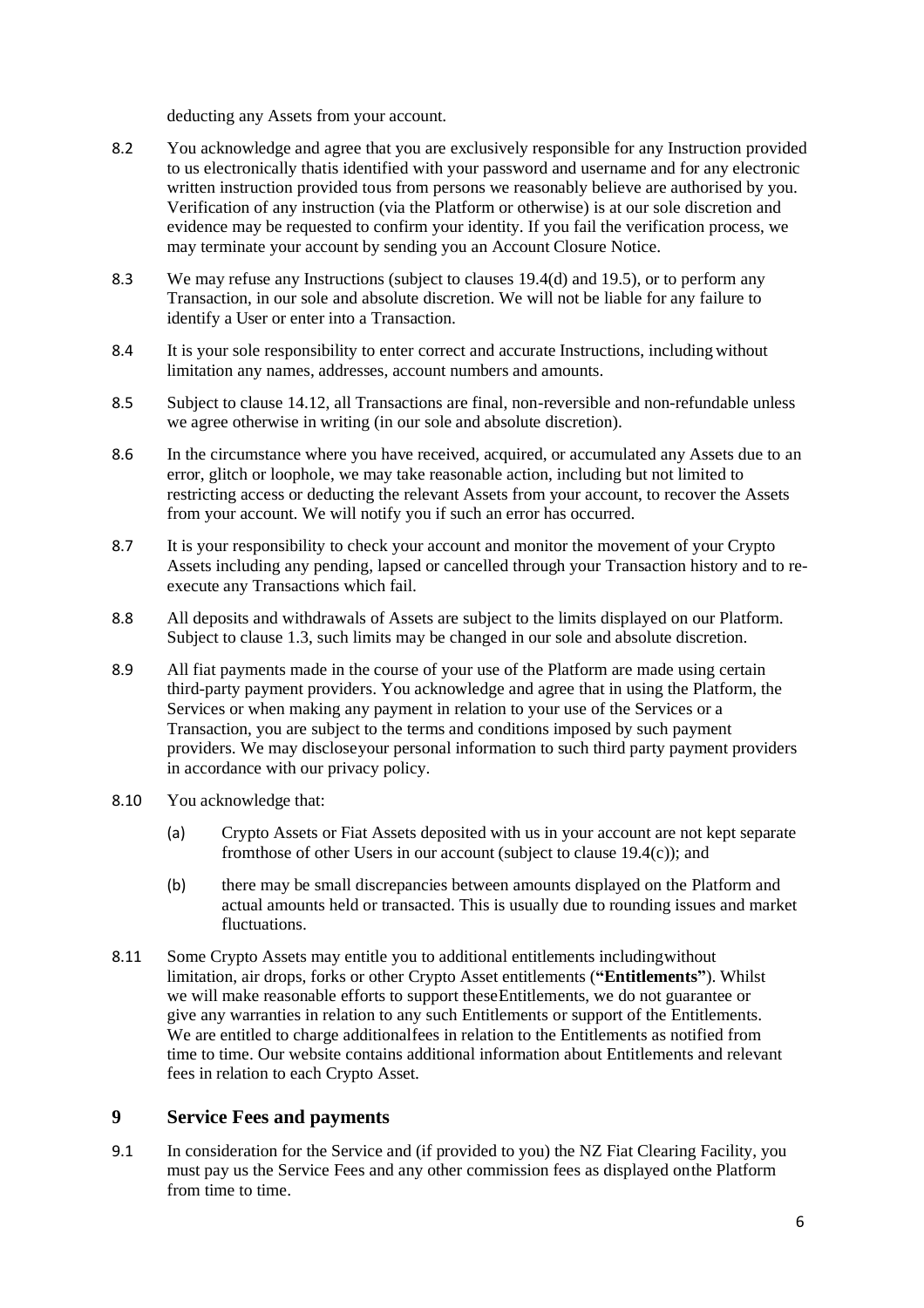deducting any Assets from your account.

8.2 You acknowledge and agree that you are exclusively responsible for any Instruction provided to us electronically thatis identified with your password and username and for any electronic written instruction provided tous from persons we reasonably believe are authorised by you. Verification of any instruction (via the Platform or otherwise) is at our sole discretion and evidence may be requested to confirm your identity. If you fail the verification process, we may terminate your account by sending you an Account Closure Notice.

8.3 We may refuse any Instructions (subject to clauses 19.4(d) and 19.5), or to perform any Transaction, in our sole and absolute discretion. We will not be liable for any failure to identify a User or enter into a Transaction.

8.4 It is your sole responsibility to enter correct and accurate Instructions, including without limitation any names, addresses, account numbers and amounts.

8.5 Subject to clause 14.12, all Transactions are final, non-reversible and non-refundable unless we agree otherwise in writing (in our sole and absolute discretion).

8.6 In the circumstance where you have received, acquired, or accumulated any Assets due to an error, glitch or loophole, we may take reasonable action, including but not limited to restricting access or deducting the relevant Assets from your account, to recover the Assets from your account. We will notify you if such an error has occurred.

8.7 It is your responsibility to check your account and monitor the movement of your Crypto Assets including any pending, lapsed or cancelled through your Transaction history and to re-execute any Transactions which fail.

8.8 All deposits and withdrawals of Assets are subject to the limits displayed on our Platform. Subject to clause 1.3, such limits may be changed in our sole and absolute discretion.

8.9 All fiat payments made in the course of your use of the Platform are made using certain third-party payment providers. You acknowledge and agree that in using the Platform, the Services or when making any payment in relation to your use of the Services or a Transaction, you are subject to the terms and conditions imposed by such payment providers. We may discloseyour personal information to such third party payment providers in accordance with our privacy policy.

8.10 You acknowledge that:

(a) Crypto Assets or Fiat Assets deposited with us in your account are not kept separate fromthose of other Users in our account (subject to clause 19.4(c)); and

(b) there may be small discrepancies between amounts displayed on the Platform and actual amounts held or transacted. This is usually due to rounding issues and market fluctuations.

8.11 Some Crypto Assets may entitle you to additional entitlements includingwithout limitation, air drops, forks or other Crypto Asset entitlements (**"Entitlements"**). Whilst we will make reasonable efforts to support theseEntitlements, we do not guarantee or give any warranties in relation to any such Entitlements or support of the Entitlements. We are entitled to charge additionalfees in relation to the Entitlements as notified from time to time. Our website contains additional information about Entitlements and relevant fees in relation to each Crypto Asset.

## 9 Service Fees and payments

9.1 In consideration for the Service and (if provided to you) the NZ Fiat Clearing Facility, you must pay us the Service Fees and any other commission fees as displayed onthe Platform from time to time.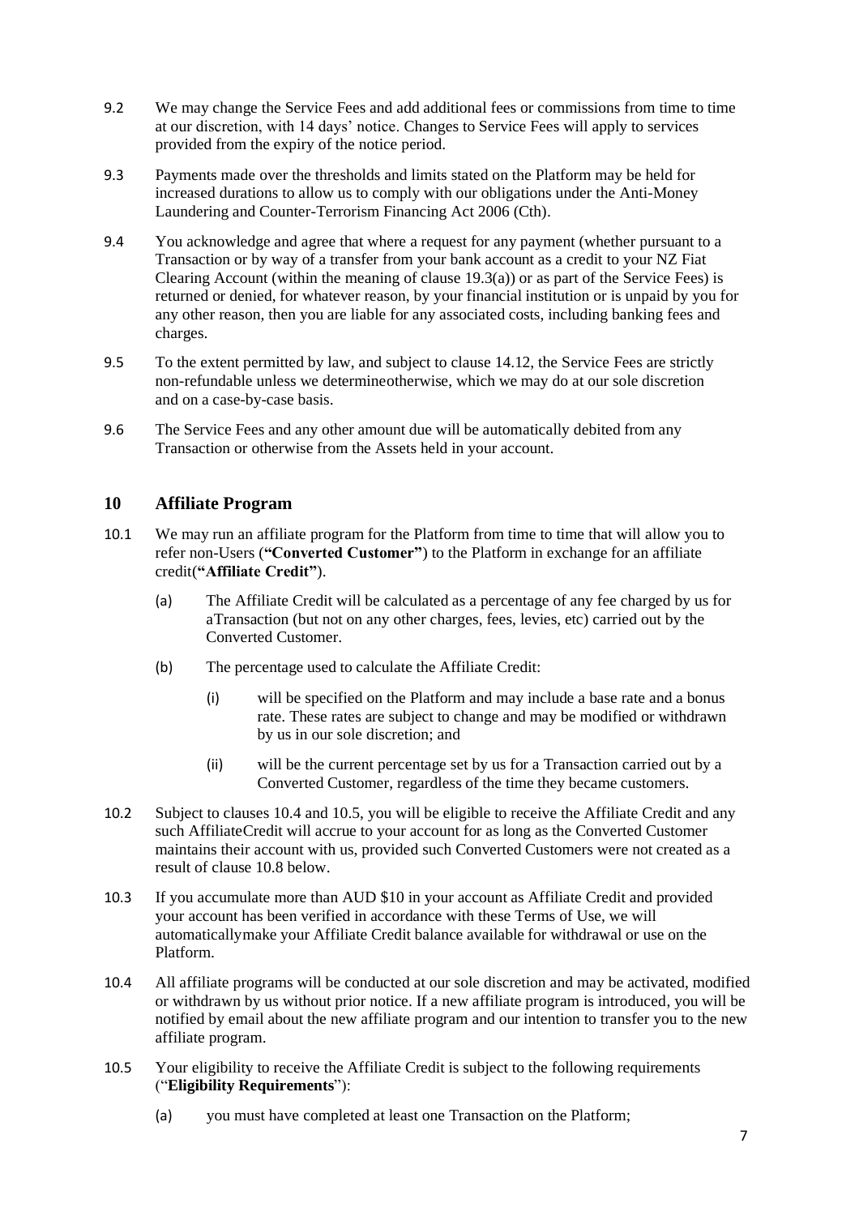9.2 We may change the Service Fees and add additional fees or commissions from time to time at our discretion, with 14 days' notice. Changes to Service Fees will apply to services provided from the expiry of the notice period.

9.3 Payments made over the thresholds and limits stated on the Platform may be held for increased durations to allow us to comply with our obligations under the Anti-Money Laundering and Counter-Terrorism Financing Act 2006 (Cth).

9.4 You acknowledge and agree that where a request for any payment (whether pursuant to a Transaction or by way of a transfer from your bank account as a credit to your NZ Fiat Clearing Account (within the meaning of clause 19.3(a)) or as part of the Service Fees) is returned or denied, for whatever reason, by your financial institution or is unpaid by you for any other reason, then you are liable for any associated costs, including banking fees and charges.

9.5 To the extent permitted by law, and subject to clause 14.12, the Service Fees are strictly non-refundable unless we determineotherwise, which we may do at our sole discretion and on a case-by-case basis.

9.6 The Service Fees and any other amount due will be automatically debited from any Transaction or otherwise from the Assets held in your account.

## 10 Affiliate Program

10.1 We may run an affiliate program for the Platform from time to time that will allow you to refer non-Users (**"Converted Customer"**) to the Platform in exchange for an affiliate credit(**"Affiliate Credit"**).

(a) The Affiliate Credit will be calculated as a percentage of any fee charged by us for aTransaction (but not on any other charges, fees, levies, etc) carried out by the Converted Customer.

(b) The percentage used to calculate the Affiliate Credit:

(i) will be specified on the Platform and may include a base rate and a bonus rate. These rates are subject to change and may be modified or withdrawn by us in our sole discretion; and

(ii) will be the current percentage set by us for a Transaction carried out by a Converted Customer, regardless of the time they became customers.

10.2 Subject to clauses 10.4 and 10.5, you will be eligible to receive the Affiliate Credit and any such AffiliateCredit will accrue to your account for as long as the Converted Customer maintains their account with us, provided such Converted Customers were not created as a result of clause 10.8 below.

10.3 If you accumulate more than AUD $10 in your account as Affiliate Credit and provided your account has been verified in accordance with these Terms of Use, we will automaticallymake your Affiliate Credit balance available for withdrawal or use on the Platform.

10.4 All affiliate programs will be conducted at our sole discretion and may be activated, modified or withdrawn by us without prior notice. If a new affiliate program is introduced, you will be notified by email about the new affiliate program and our intention to transfer you to the new affiliate program.

10.5 Your eligibility to receive the Affiliate Credit is subject to the following requirements ("**Eligibility Requirements**"):

(a) you must have completed at least one Transaction on the Platform;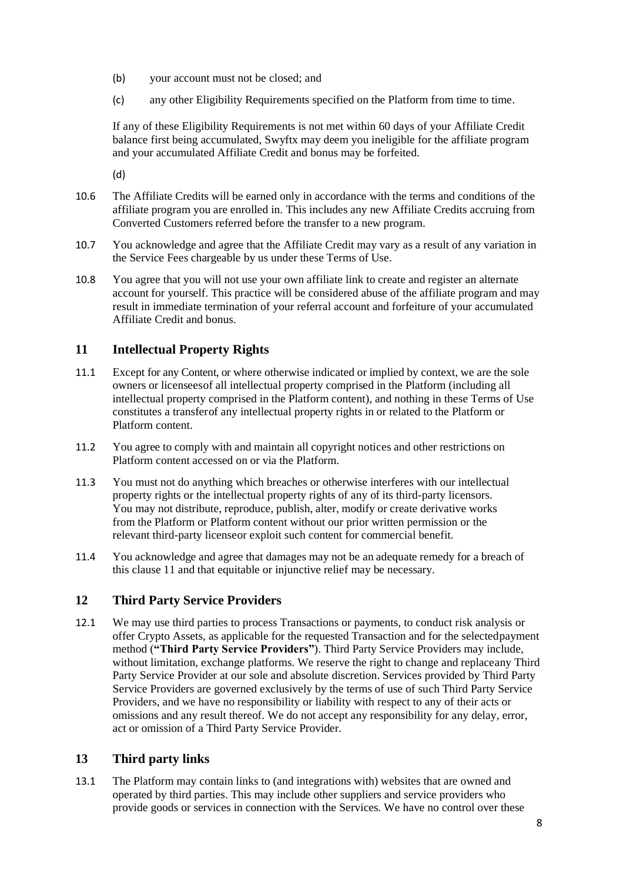(b) your account must not be closed; and

(c) any other Eligibility Requirements specified on the Platform from time to time.

If any of these Eligibility Requirements is not met within 60 days of your Affiliate Credit balance first being accumulated, Swyftx may deem you ineligible for the affiliate program and your accumulated Affiliate Credit and bonus may be forfeited.

(d)

10.6 The Affiliate Credits will be earned only in accordance with the terms and conditions of the affiliate program you are enrolled in. This includes any new Affiliate Credits accruing from Converted Customers referred before the transfer to a new program.

10.7 You acknowledge and agree that the Affiliate Credit may vary as a result of any variation in the Service Fees chargeable by us under these Terms of Use.

10.8 You agree that you will not use your own affiliate link to create and register an alternate account for yourself. This practice will be considered abuse of the affiliate program and may result in immediate termination of your referral account and forfeiture of your accumulated Affiliate Credit and bonus.

## 11 Intellectual Property Rights

11.1 Except for any Content, or where otherwise indicated or implied by context, we are the sole owners or licenseesof all intellectual property comprised in the Platform (including all intellectual property comprised in the Platform content), and nothing in these Terms of Use constitutes a transferof any intellectual property rights in or related to the Platform or Platform content.

11.2 You agree to comply with and maintain all copyright notices and other restrictions on Platform content accessed on or via the Platform.

11.3 You must not do anything which breaches or otherwise interferes with our intellectual property rights or the intellectual property rights of any of its third-party licensors. You may not distribute, reproduce, publish, alter, modify or create derivative works from the Platform or Platform content without our prior written permission or the relevant third-party licenseor exploit such content for commercial benefit.

11.4 You acknowledge and agree that damages may not be an adequate remedy for a breach of this clause 11 and that equitable or injunctive relief may be necessary.

## 12 Third Party Service Providers

12.1 We may use third parties to process Transactions or payments, to conduct risk analysis or offer Crypto Assets, as applicable for the requested Transaction and for the selectedpayment method (**"Third Party Service Providers"**). Third Party Service Providers may include, without limitation, exchange platforms. We reserve the right to change and replaceany Third Party Service Provider at our sole and absolute discretion. Services provided by Third Party Service Providers are governed exclusively by the terms of use of such Third Party Service Providers, and we have no responsibility or liability with respect to any of their acts or omissions and any result thereof. We do not accept any responsibility for any delay, error, act or omission of a Third Party Service Provider.

## 13 Third party links

13.1 The Platform may contain links to (and integrations with) websites that are owned and operated by third parties. This may include other suppliers and service providers who provide goods or services in connection with the Services. We have no control over these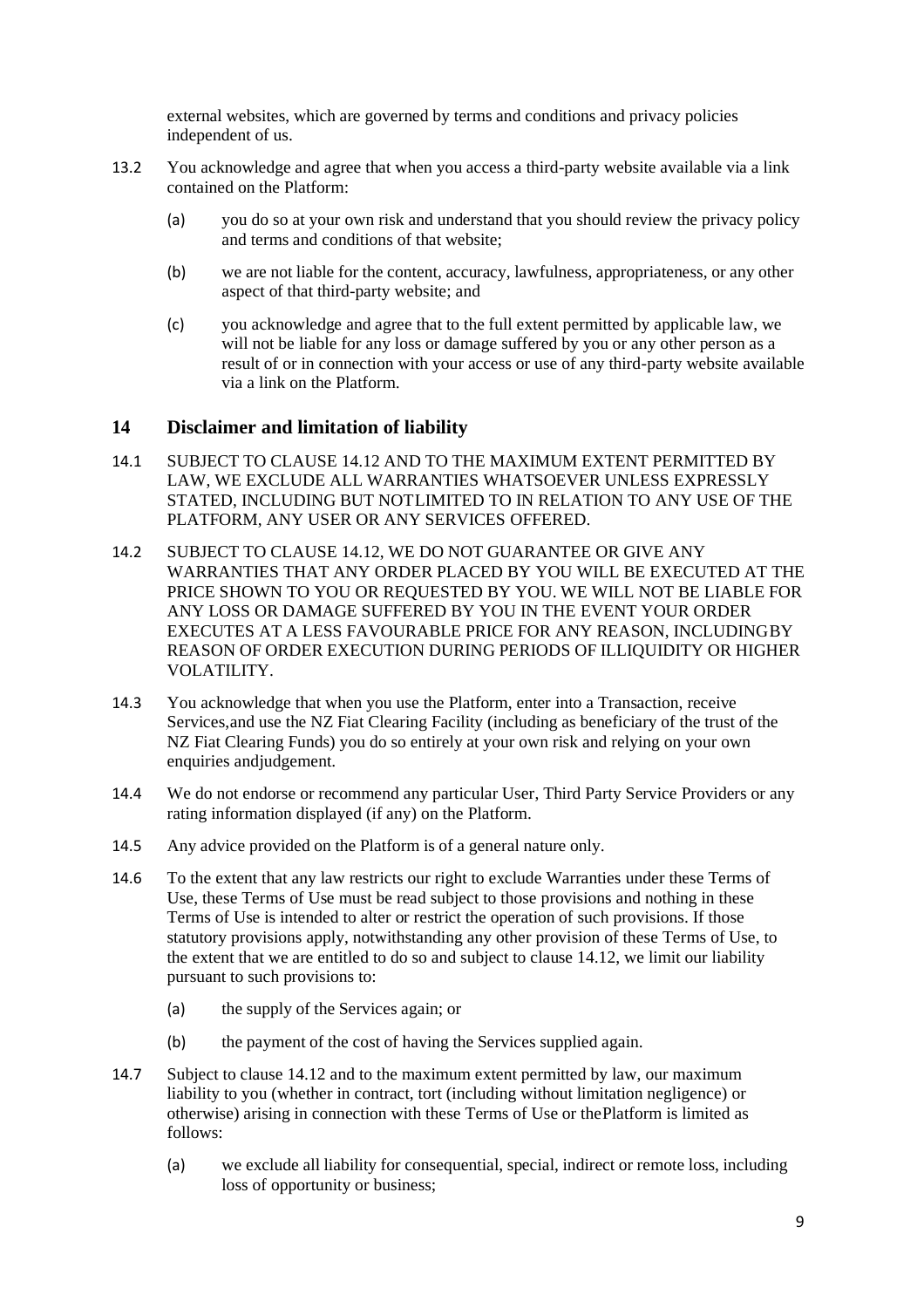external websites, which are governed by terms and conditions and privacy policies independent of us.

13.2 You acknowledge and agree that when you access a third-party website available via a link contained on the Platform:

(a) you do so at your own risk and understand that you should review the privacy policy and terms and conditions of that website;

(b) we are not liable for the content, accuracy, lawfulness, appropriateness, or any other aspect of that third-party website; and

(c) you acknowledge and agree that to the full extent permitted by applicable law, we will not be liable for any loss or damage suffered by you or any other person as a result of or in connection with your access or use of any third-party website available via a link on the Platform.

## 14 Disclaimer and limitation of liability

14.1 SUBJECT TO CLAUSE 14.12 AND TO THE MAXIMUM EXTENT PERMITTED BY LAW, WE EXCLUDE ALL WARRANTIES WHATSOEVER UNLESS EXPRESSLY STATED, INCLUDING BUT NOTLIMITED TO IN RELATION TO ANY USE OF THE PLATFORM, ANY USER OR ANY SERVICES OFFERED.

14.2 SUBJECT TO CLAUSE 14.12, WE DO NOT GUARANTEE OR GIVE ANY WARRANTIES THAT ANY ORDER PLACED BY YOU WILL BE EXECUTED AT THE PRICE SHOWN TO YOU OR REQUESTED BY YOU. WE WILL NOT BE LIABLE FOR ANY LOSS OR DAMAGE SUFFERED BY YOU IN THE EVENT YOUR ORDER EXECUTES AT A LESS FAVOURABLE PRICE FOR ANY REASON, INCLUDINGBY REASON OF ORDER EXECUTION DURING PERIODS OF ILLIQUIDITY OR HIGHER VOLATILITY.

14.3 You acknowledge that when you use the Platform, enter into a Transaction, receive Services,and use the NZ Fiat Clearing Facility (including as beneficiary of the trust of the NZ Fiat Clearing Funds) you do so entirely at your own risk and relying on your own enquiries andjudgement.

14.4 We do not endorse or recommend any particular User, Third Party Service Providers or any rating information displayed (if any) on the Platform.

14.5 Any advice provided on the Platform is of a general nature only.

14.6 To the extent that any law restricts our right to exclude Warranties under these Terms of Use, these Terms of Use must be read subject to those provisions and nothing in these Terms of Use is intended to alter or restrict the operation of such provisions. If those statutory provisions apply, notwithstanding any other provision of these Terms of Use, to the extent that we are entitled to do so and subject to clause 14.12, we limit our liability pursuant to such provisions to:

(a) the supply of the Services again; or

(b) the payment of the cost of having the Services supplied again.

14.7 Subject to clause 14.12 and to the maximum extent permitted by law, our maximum liability to you (whether in contract, tort (including without limitation negligence) or otherwise) arising in connection with these Terms of Use or thePlatform is limited as follows:

(a) we exclude all liability for consequential, special, indirect or remote loss, including loss of opportunity or business;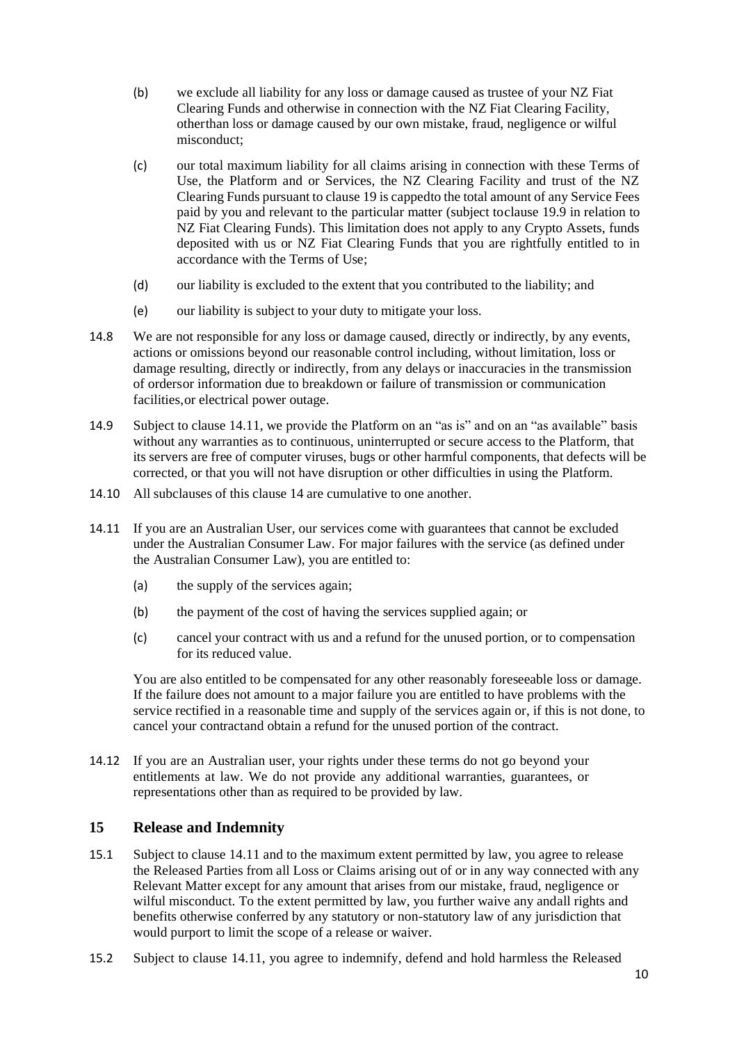(b) we exclude all liability for any loss or damage caused as trustee of your NZ Fiat Clearing Funds and otherwise in connection with the NZ Fiat Clearing Facility, otherthan loss or damage caused by our own mistake, fraud, negligence or wilful misconduct;

(c) our total maximum liability for all claims arising in connection with these Terms of Use, the Platform and or Services, the NZ Clearing Facility and trust of the NZ Clearing Funds pursuant to clause 19 is cappedto the total amount of any Service Fees paid by you and relevant to the particular matter (subject toclause 19.9 in relation to NZ Fiat Clearing Funds). This limitation does not apply to any Crypto Assets, funds deposited with us or NZ Fiat Clearing Funds that you are rightfully entitled to in accordance with the Terms of Use;

(d) our liability is excluded to the extent that you contributed to the liability; and

(e) our liability is subject to your duty to mitigate your loss.

14.8 We are not responsible for any loss or damage caused, directly or indirectly, by any events, actions or omissions beyond our reasonable control including, without limitation, loss or damage resulting, directly or indirectly, from any delays or inaccuracies in the transmission of ordersor information due to breakdown or failure of transmission or communication facilities,or electrical power outage.

14.9 Subject to clause 14.11, we provide the Platform on an "as is" and on an "as available" basis without any warranties as to continuous, uninterrupted or secure access to the Platform, that its servers are free of computer viruses, bugs or other harmful components, that defects will be corrected, or that you will not have disruption or other difficulties in using the Platform.

14.10 All subclauses of this clause 14 are cumulative to one another.

14.11 If you are an Australian User, our services come with guarantees that cannot be excluded under the Australian Consumer Law. For major failures with the service (as defined under the Australian Consumer Law), you are entitled to:

(a) the supply of the services again;

(b) the payment of the cost of having the services supplied again; or

(c) cancel your contract with us and a refund for the unused portion, or to compensation for its reduced value.

You are also entitled to be compensated for any other reasonably foreseeable loss or damage. If the failure does not amount to a major failure you are entitled to have problems with the service rectified in a reasonable time and supply of the services again or, if this is not done, to cancel your contractand obtain a refund for the unused portion of the contract.

14.12 If you are an Australian user, your rights under these terms do not go beyond your entitlements at law. We do not provide any additional warranties, guarantees, or representations other than as required to be provided by law.

## 15 Release and Indemnity

15.1 Subject to clause 14.11 and to the maximum extent permitted by law, you agree to release the Released Parties from all Loss or Claims arising out of or in any way connected with any Relevant Matter except for any amount that arises from our mistake, fraud, negligence or wilful misconduct. To the extent permitted by law, you further waive any andall rights and benefits otherwise conferred by any statutory or non-statutory law of any jurisdiction that would purport to limit the scope of a release or waiver.

15.2 Subject to clause 14.11, you agree to indemnify, defend and hold harmless the Released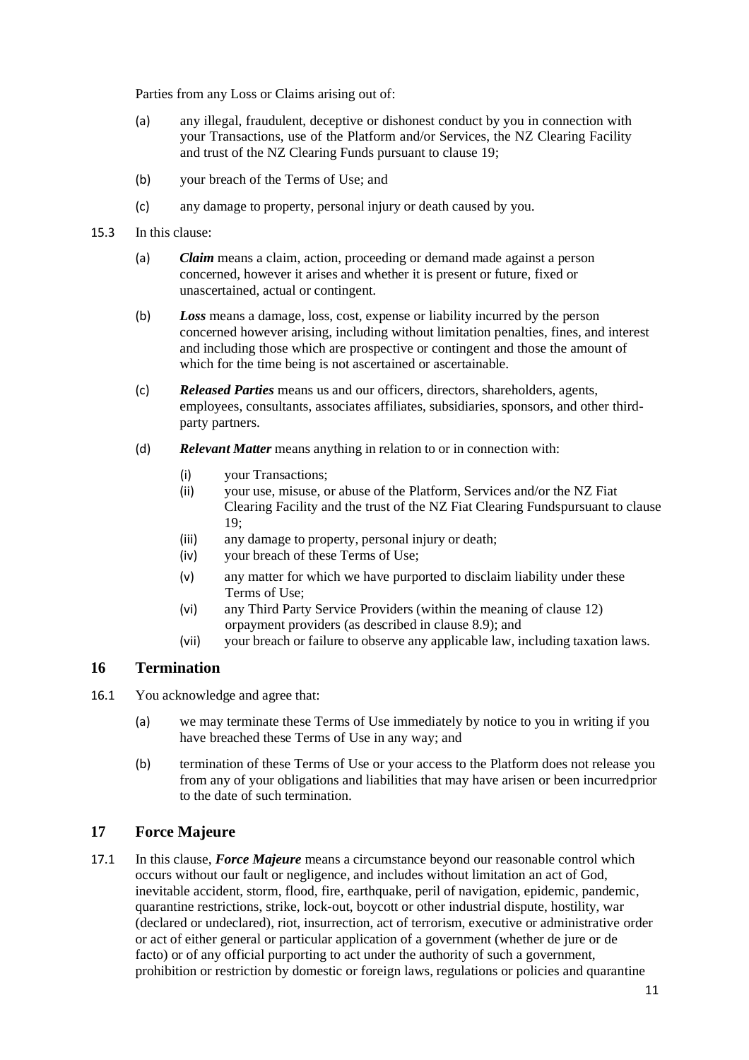Parties from any Loss or Claims arising out of:

(a) any illegal, fraudulent, deceptive or dishonest conduct by you in connection with your Transactions, use of the Platform and/or Services, the NZ Clearing Facility and trust of the NZ Clearing Funds pursuant to clause 19;

(b) your breach of the Terms of Use; and

(c) any damage to property, personal injury or death caused by you.

15.3 In this clause:

(a) ***Claim*** means a claim, action, proceeding or demand made against a person concerned, however it arises and whether it is present or future, fixed or unascertained, actual or contingent.

(b) ***Loss*** means a damage, loss, cost, expense or liability incurred by the person concerned however arising, including without limitation penalties, fines, and interest and including those which are prospective or contingent and those the amount of which for the time being is not ascertained or ascertainable.

(c) ***Released Parties*** means us and our officers, directors, shareholders, agents, employees, consultants, associates affiliates, subsidiaries, sponsors, and other third-party partners.

(d) ***Relevant Matter*** means anything in relation to or in connection with:

(i) your Transactions;

(ii) your use, misuse, or abuse of the Platform, Services and/or the NZ Fiat Clearing Facility and the trust of the NZ Fiat Clearing Fundspursuant to clause 19;

(iii) any damage to property, personal injury or death;

(iv) your breach of these Terms of Use;

(v) any matter for which we have purported to disclaim liability under these Terms of Use;

(vi) any Third Party Service Providers (within the meaning of clause 12) orpayment providers (as described in clause 8.9); and

(vii) your breach or failure to observe any applicable law, including taxation laws.

## 16 Termination

16.1 You acknowledge and agree that:

(a) we may terminate these Terms of Use immediately by notice to you in writing if you have breached these Terms of Use in any way; and

(b) termination of these Terms of Use or your access to the Platform does not release you from any of your obligations and liabilities that may have arisen or been incurredprior to the date of such termination.

## 17 Force Majeure

17.1 In this clause, ***Force Majeure*** means a circumstance beyond our reasonable control which occurs without our fault or negligence, and includes without limitation an act of God, inevitable accident, storm, flood, fire, earthquake, peril of navigation, epidemic, pandemic, quarantine restrictions, strike, lock-out, boycott or other industrial dispute, hostility, war (declared or undeclared), riot, insurrection, act of terrorism, executive or administrative order or act of either general or particular application of a government (whether de jure or de facto) or of any official purporting to act under the authority of such a government, prohibition or restriction by domestic or foreign laws, regulations or policies and quarantine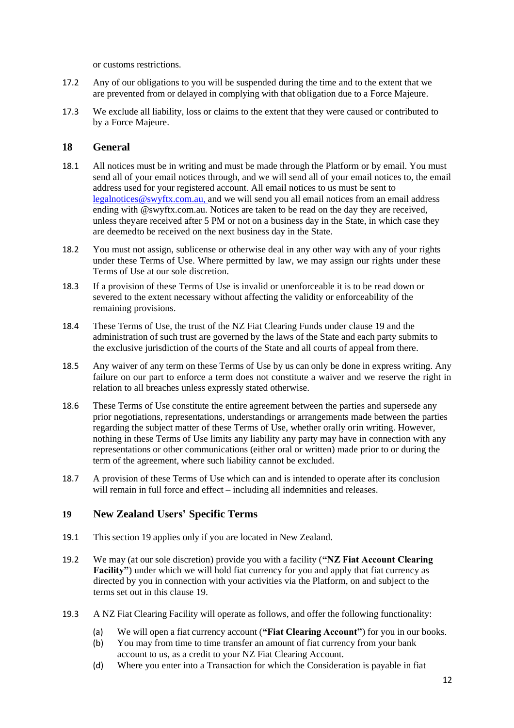or customs restrictions.

17.2 Any of our obligations to you will be suspended during the time and to the extent that we are prevented from or delayed in complying with that obligation due to a Force Majeure.

17.3 We exclude all liability, loss or claims to the extent that they were caused or contributed to by a Force Majeure.

## 18 General

18.1 All notices must be in writing and must be made through the Platform or by email. You must send all of your email notices through, and we will send all of your email notices to, the email address used for your registered account. All email notices to us must be sent to legalnotices@swyftx.com.au, and we will send you all email notices from an email address ending with @swyftx.com.au. Notices are taken to be read on the day they are received, unless theyare received after 5 PM or not on a business day in the State, in which case they are deemedto be received on the next business day in the State.

18.2 You must not assign, sublicense or otherwise deal in any other way with any of your rights under these Terms of Use. Where permitted by law, we may assign our rights under these Terms of Use at our sole discretion.

18.3 If a provision of these Terms of Use is invalid or unenforceable it is to be read down or severed to the extent necessary without affecting the validity or enforceability of the remaining provisions.

18.4 These Terms of Use, the trust of the NZ Fiat Clearing Funds under clause 19 and the administration of such trust are governed by the laws of the State and each party submits to the exclusive jurisdiction of the courts of the State and all courts of appeal from there.

18.5 Any waiver of any term on these Terms of Use by us can only be done in express writing. Any failure on our part to enforce a term does not constitute a waiver and we reserve the right in relation to all breaches unless expressly stated otherwise.

18.6 These Terms of Use constitute the entire agreement between the parties and supersede any prior negotiations, representations, understandings or arrangements made between the parties regarding the subject matter of these Terms of Use, whether orally orin writing. However, nothing in these Terms of Use limits any liability any party may have in connection with any representations or other communications (either oral or written) made prior to or during the term of the agreement, where such liability cannot be excluded.

18.7 A provision of these Terms of Use which can and is intended to operate after its conclusion will remain in full force and effect – including all indemnities and releases.

## 19 New Zealand Users' Specific Terms

19.1 This section 19 applies only if you are located in New Zealand.

19.2 We may (at our sole discretion) provide you with a facility (**"NZ Fiat Account Clearing Facility"**) under which we will hold fiat currency for you and apply that fiat currency as directed by you in connection with your activities via the Platform, on and subject to the terms set out in this clause 19.

19.3 A NZ Fiat Clearing Facility will operate as follows, and offer the following functionality:

(a) We will open a fiat currency account (**"Fiat Clearing Account"**) for you in our books.
(b) You may from time to time transfer an amount of fiat currency from your bank account to us, as a credit to your NZ Fiat Clearing Account.
(d) Where you enter into a Transaction for which the Consideration is payable in fiat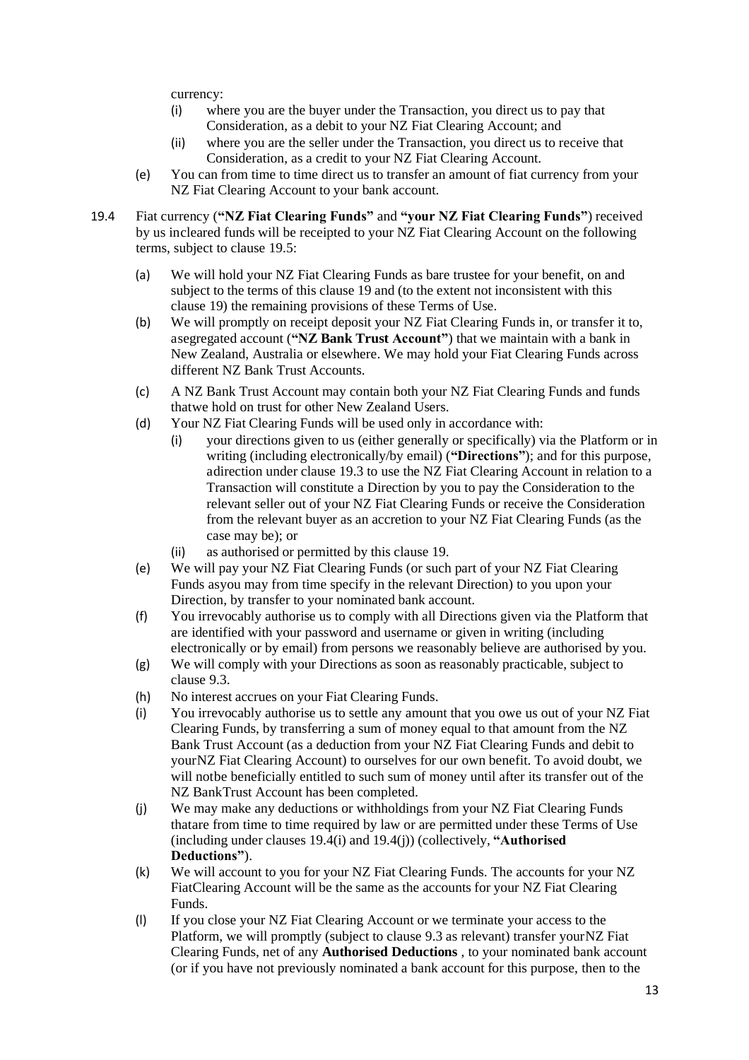currency:

- (i) where you are the buyer under the Transaction, you direct us to pay that Consideration, as a debit to your NZ Fiat Clearing Account; and
- (ii) where you are the seller under the Transaction, you direct us to receive that Consideration, as a credit to your NZ Fiat Clearing Account.

(e) You can from time to time direct us to transfer an amount of fiat currency from your NZ Fiat Clearing Account to your bank account.

19.4 Fiat currency (**"NZ Fiat Clearing Funds"** and **"your NZ Fiat Clearing Funds"**) received by us incleared funds will be receipted to your NZ Fiat Clearing Account on the following terms, subject to clause 19.5:

(a) We will hold your NZ Fiat Clearing Funds as bare trustee for your benefit, on and subject to the terms of this clause 19 and (to the extent not inconsistent with this clause 19) the remaining provisions of these Terms of Use.

(b) We will promptly on receipt deposit your NZ Fiat Clearing Funds in, or transfer it to, asegregated account (**"NZ Bank Trust Account"**) that we maintain with a bank in New Zealand, Australia or elsewhere. We may hold your Fiat Clearing Funds across different NZ Bank Trust Accounts.

(c) A NZ Bank Trust Account may contain both your NZ Fiat Clearing Funds and funds thatwe hold on trust for other New Zealand Users.

(d) Your NZ Fiat Clearing Funds will be used only in accordance with:

- (i) your directions given to us (either generally or specifically) via the Platform or in writing (including electronically/by email) (**"Directions"**); and for this purpose, adirection under clause 19.3 to use the NZ Fiat Clearing Account in relation to a Transaction will constitute a Direction by you to pay the Consideration to the relevant seller out of your NZ Fiat Clearing Funds or receive the Consideration from the relevant buyer as an accretion to your NZ Fiat Clearing Funds (as the case may be); or
- (ii) as authorised or permitted by this clause 19.

(e) We will pay your NZ Fiat Clearing Funds (or such part of your NZ Fiat Clearing Funds asyou may from time specify in the relevant Direction) to you upon your Direction, by transfer to your nominated bank account.

(f) You irrevocably authorise us to comply with all Directions given via the Platform that are identified with your password and username or given in writing (including electronically or by email) from persons we reasonably believe are authorised by you.

(g) We will comply with your Directions as soon as reasonably practicable, subject to clause 9.3.

(h) No interest accrues on your Fiat Clearing Funds.

(i) You irrevocably authorise us to settle any amount that you owe us out of your NZ Fiat Clearing Funds, by transferring a sum of money equal to that amount from the NZ Bank Trust Account (as a deduction from your NZ Fiat Clearing Funds and debit to yourNZ Fiat Clearing Account) to ourselves for our own benefit. To avoid doubt, we will notbe beneficially entitled to such sum of money until after its transfer out of the NZ BankTrust Account has been completed.

(j) We may make any deductions or withholdings from your NZ Fiat Clearing Funds thatare from time to time required by law or are permitted under these Terms of Use (including under clauses 19.4(i) and 19.4(j)) (collectively, **"Authorised Deductions"**).

(k) We will account to you for your NZ Fiat Clearing Funds. The accounts for your NZ FiatClearing Account will be the same as the accounts for your NZ Fiat Clearing Funds.

(l) If you close your NZ Fiat Clearing Account or we terminate your access to the Platform, we will promptly (subject to clause 9.3 as relevant) transfer yourNZ Fiat Clearing Funds, net of any **Authorised Deductions** , to your nominated bank account (or if you have not previously nominated a bank account for this purpose, then to the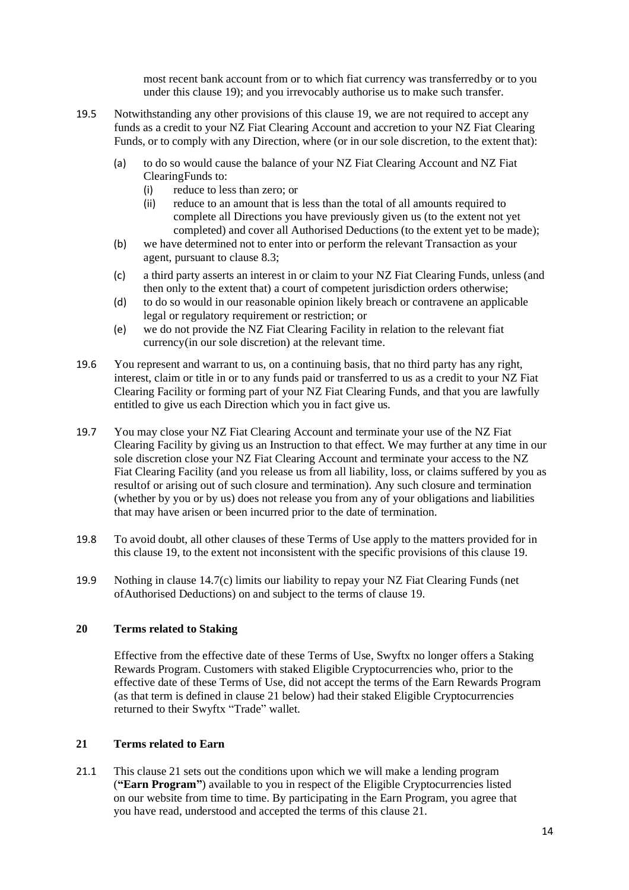most recent bank account from or to which fiat currency was transferredby or to you under this clause 19); and you irrevocably authorise us to make such transfer.

19.5 Notwithstanding any other provisions of this clause 19, we are not required to accept any funds as a credit to your NZ Fiat Clearing Account and accretion to your NZ Fiat Clearing Funds, or to comply with any Direction, where (or in our sole discretion, to the extent that):

(a) to do so would cause the balance of your NZ Fiat Clearing Account and NZ Fiat ClearingFunds to:
  (i) reduce to less than zero; or
  (ii) reduce to an amount that is less than the total of all amounts required to complete all Directions you have previously given us (to the extent not yet completed) and cover all Authorised Deductions (to the extent yet to be made);

(b) we have determined not to enter into or perform the relevant Transaction as your agent, pursuant to clause 8.3;

(c) a third party asserts an interest in or claim to your NZ Fiat Clearing Funds, unless (and then only to the extent that) a court of competent jurisdiction orders otherwise;

(d) to do so would in our reasonable opinion likely breach or contravene an applicable legal or regulatory requirement or restriction; or

(e) we do not provide the NZ Fiat Clearing Facility in relation to the relevant fiat currency(in our sole discretion) at the relevant time.

19.6 You represent and warrant to us, on a continuing basis, that no third party has any right, interest, claim or title in or to any funds paid or transferred to us as a credit to your NZ Fiat Clearing Facility or forming part of your NZ Fiat Clearing Funds, and that you are lawfully entitled to give us each Direction which you in fact give us.

19.7 You may close your NZ Fiat Clearing Account and terminate your use of the NZ Fiat Clearing Facility by giving us an Instruction to that effect. We may further at any time in our sole discretion close your NZ Fiat Clearing Account and terminate your access to the NZ Fiat Clearing Facility (and you release us from all liability, loss, or claims suffered by you as resultof or arising out of such closure and termination). Any such closure and termination (whether by you or by us) does not release you from any of your obligations and liabilities that may have arisen or been incurred prior to the date of termination.

19.8 To avoid doubt, all other clauses of these Terms of Use apply to the matters provided for in this clause 19, to the extent not inconsistent with the specific provisions of this clause 19.

19.9 Nothing in clause 14.7(c) limits our liability to repay your NZ Fiat Clearing Funds (net ofAuthorised Deductions) on and subject to the terms of clause 19.

## 20 Terms related to Staking

Effective from the effective date of these Terms of Use, Swyftx no longer offers a Staking Rewards Program. Customers with staked Eligible Cryptocurrencies who, prior to the effective date of these Terms of Use, did not accept the terms of the Earn Rewards Program (as that term is defined in clause 21 below) had their staked Eligible Cryptocurrencies returned to their Swyftx "Trade" wallet.

## 21 Terms related to Earn

21.1 This clause 21 sets out the conditions upon which we will make a lending program (**"Earn Program"**) available to you in respect of the Eligible Cryptocurrencies listed on our website from time to time. By participating in the Earn Program, you agree that you have read, understood and accepted the terms of this clause 21.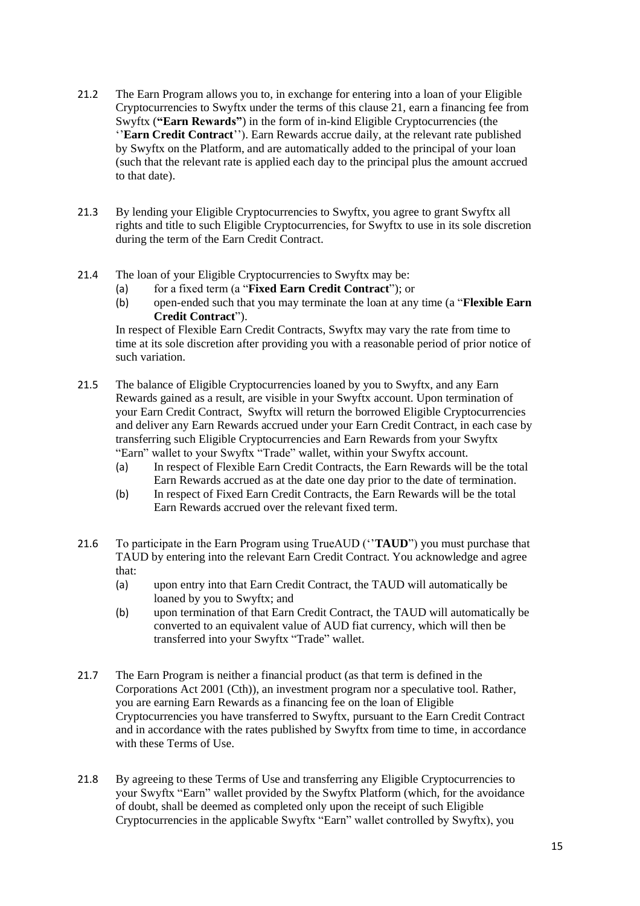21.2 The Earn Program allows you to, in exchange for entering into a loan of your Eligible Cryptocurrencies to Swyftx under the terms of this clause 21, earn a financing fee from Swyftx (**"Earn Rewards"**) in the form of in-kind Eligible Cryptocurrencies (the ''**Earn Credit Contract**''). Earn Rewards accrue daily, at the relevant rate published by Swyftx on the Platform, and are automatically added to the principal of your loan (such that the relevant rate is applied each day to the principal plus the amount accrued to that date).

21.3 By lending your Eligible Cryptocurrencies to Swyftx, you agree to grant Swyftx all rights and title to such Eligible Cryptocurrencies, for Swyftx to use in its sole discretion during the term of the Earn Credit Contract.

21.4 The loan of your Eligible Cryptocurrencies to Swyftx may be:

(a) for a fixed term (a "**Fixed Earn Credit Contract**"); or

(b) open-ended such that you may terminate the loan at any time (a "**Flexible Earn Credit Contract**").

In respect of Flexible Earn Credit Contracts, Swyftx may vary the rate from time to time at its sole discretion after providing you with a reasonable period of prior notice of such variation.

21.5 The balance of Eligible Cryptocurrencies loaned by you to Swyftx, and any Earn Rewards gained as a result, are visible in your Swyftx account. Upon termination of your Earn Credit Contract, Swyftx will return the borrowed Eligible Cryptocurrencies and deliver any Earn Rewards accrued under your Earn Credit Contract, in each case by transferring such Eligible Cryptocurrencies and Earn Rewards from your Swyftx "Earn" wallet to your Swyftx "Trade" wallet, within your Swyftx account.

(a) In respect of Flexible Earn Credit Contracts, the Earn Rewards will be the total Earn Rewards accrued as at the date one day prior to the date of termination.

(b) In respect of Fixed Earn Credit Contracts, the Earn Rewards will be the total Earn Rewards accrued over the relevant fixed term.

21.6 To participate in the Earn Program using TrueAUD (''**TAUD**") you must purchase that TAUD by entering into the relevant Earn Credit Contract. You acknowledge and agree that:

(a) upon entry into that Earn Credit Contract, the TAUD will automatically be loaned by you to Swyftx; and

(b) upon termination of that Earn Credit Contract, the TAUD will automatically be converted to an equivalent value of AUD fiat currency, which will then be transferred into your Swyftx "Trade" wallet.

21.7 The Earn Program is neither a financial product (as that term is defined in the Corporations Act 2001 (Cth)), an investment program nor a speculative tool. Rather, you are earning Earn Rewards as a financing fee on the loan of Eligible Cryptocurrencies you have transferred to Swyftx, pursuant to the Earn Credit Contract and in accordance with the rates published by Swyftx from time to time, in accordance with these Terms of Use.

21.8 By agreeing to these Terms of Use and transferring any Eligible Cryptocurrencies to your Swyftx "Earn" wallet provided by the Swyftx Platform (which, for the avoidance of doubt, shall be deemed as completed only upon the receipt of such Eligible Cryptocurrencies in the applicable Swyftx "Earn" wallet controlled by Swyftx), you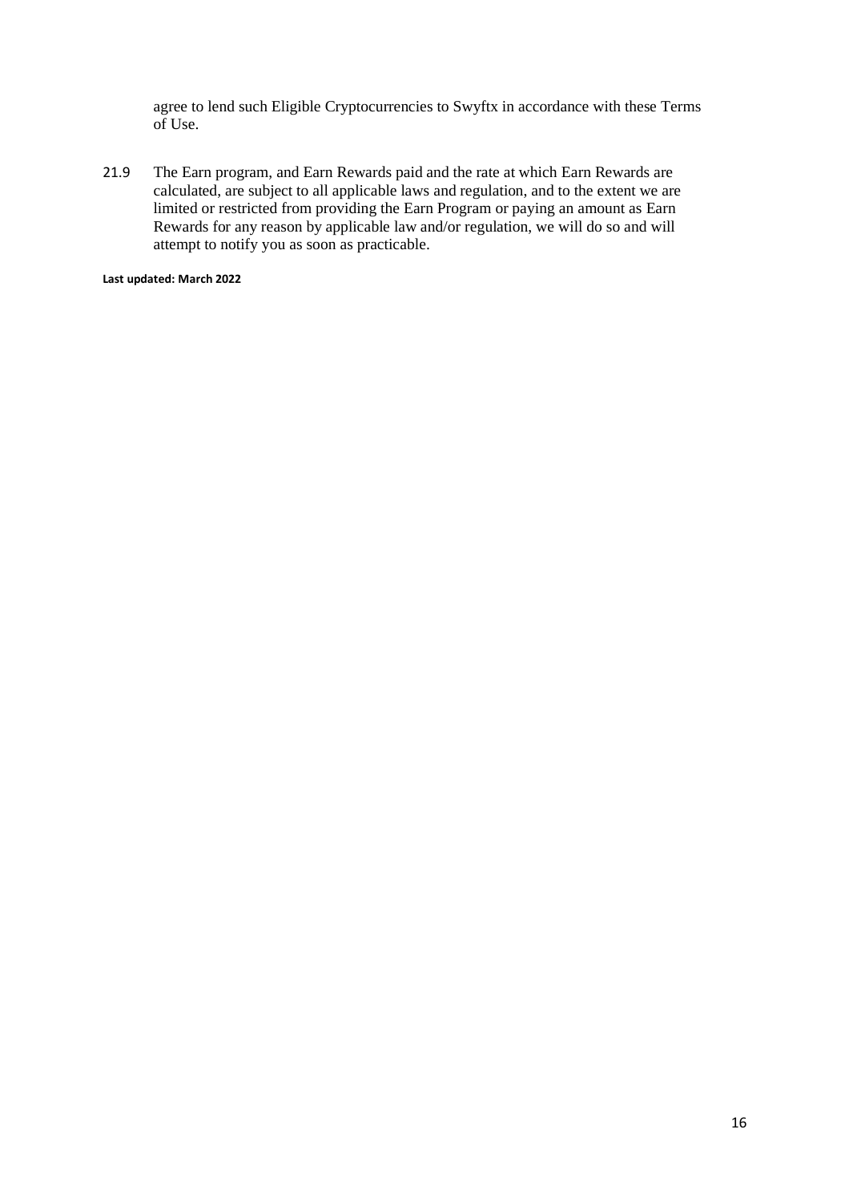agree to lend such Eligible Cryptocurrencies to Swyftx in accordance with these Terms of Use.

21.9 The Earn program, and Earn Rewards paid and the rate at which Earn Rewards are calculated, are subject to all applicable laws and regulation, and to the extent we are limited or restricted from providing the Earn Program or paying an amount as Earn Rewards for any reason by applicable law and/or regulation, we will do so and will attempt to notify you as soon as practicable.

**Last updated: March 2022**